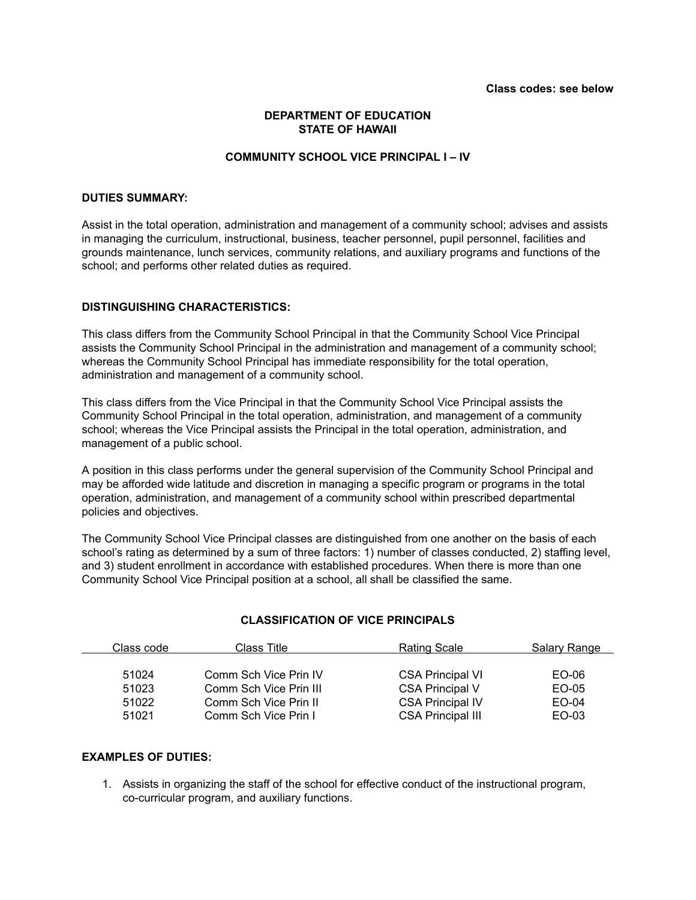Class codes: see below

**DEPARTMENT OF EDUCATION**
**STATE OF HAWAII**

# COMMUNITY SCHOOL VICE PRINCIPAL I – IV

## DUTIES SUMMARY:

Assist in the total operation, administration and management of a community school; advises and assists in managing the curriculum, instructional, business, teacher personnel, pupil personnel, facilities and grounds maintenance, lunch services, community relations, and auxiliary programs and functions of the school; and performs other related duties as required.

## DISTINGUISHING CHARACTERISTICS:

This class differs from the Community School Principal in that the Community School Vice Principal assists the Community School Principal in the administration and management of a community school; whereas the Community School Principal has immediate responsibility for the total operation, administration and management of a community school.

This class differs from the Vice Principal in that the Community School Vice Principal assists the Community School Principal in the total operation, administration, and management of a community school; whereas the Vice Principal assists the Principal in the total operation, administration, and management of a public school.

A position in this class performs under the general supervision of the Community School Principal and may be afforded wide latitude and discretion in managing a specific program or programs in the total operation, administration, and management of a community school within prescribed departmental policies and objectives.

The Community School Vice Principal classes are distinguished from one another on the basis of each school's rating as determined by a sum of three factors: 1) number of classes conducted, 2) staffing level, and 3) student enrollment in accordance with established procedures. When there is more than one Community School Vice Principal position at a school, all shall be classified the same.

### CLASSIFICATION OF VICE PRINCIPALS

| Class code | Class Title | Rating Scale | Salary Range |
|---|---|---|---|
| 51024 | Comm Sch Vice Prin IV | CSA Principal VI | EO-06 |
| 51023 | Comm Sch Vice Prin III | CSA Principal V | EO-05 |
| 51022 | Comm Sch Vice Prin II | CSA Principal IV | EO-04 |
| 51021 | Comm Sch Vice Prin I | CSA Principal III | EO-03 |

## EXAMPLES OF DUTIES:

1. Assists in organizing the staff of the school for effective conduct of the instructional program, co-curricular program, and auxiliary functions.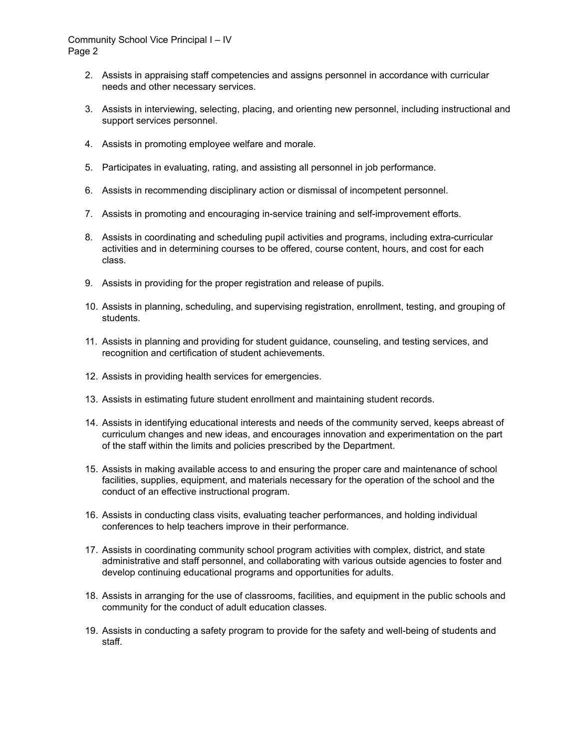2. Assists in appraising staff competencies and assigns personnel in accordance with curricular needs and other necessary services.
3. Assists in interviewing, selecting, placing, and orienting new personnel, including instructional and support services personnel.
4. Assists in promoting employee welfare and morale.
5. Participates in evaluating, rating, and assisting all personnel in job performance.
6. Assists in recommending disciplinary action or dismissal of incompetent personnel.
7. Assists in promoting and encouraging in-service training and self-improvement efforts.
8. Assists in coordinating and scheduling pupil activities and programs, including extra-curricular activities and in determining courses to be offered, course content, hours, and cost for each class.
9. Assists in providing for the proper registration and release of pupils.
10. Assists in planning, scheduling, and supervising registration, enrollment, testing, and grouping of students.
11. Assists in planning and providing for student guidance, counseling, and testing services, and recognition and certification of student achievements.
12. Assists in providing health services for emergencies.
13. Assists in estimating future student enrollment and maintaining student records.
14. Assists in identifying educational interests and needs of the community served, keeps abreast of curriculum changes and new ideas, and encourages innovation and experimentation on the part of the staff within the limits and policies prescribed by the Department.
15. Assists in making available access to and ensuring the proper care and maintenance of school facilities, supplies, equipment, and materials necessary for the operation of the school and the conduct of an effective instructional program.
16. Assists in conducting class visits, evaluating teacher performances, and holding individual conferences to help teachers improve in their performance.
17. Assists in coordinating community school program activities with complex, district, and state administrative and staff personnel, and collaborating with various outside agencies to foster and develop continuing educational programs and opportunities for adults.
18. Assists in arranging for the use of classrooms, facilities, and equipment in the public schools and community for the conduct of adult education classes.
19. Assists in conducting a safety program to provide for the safety and well-being of students and staff.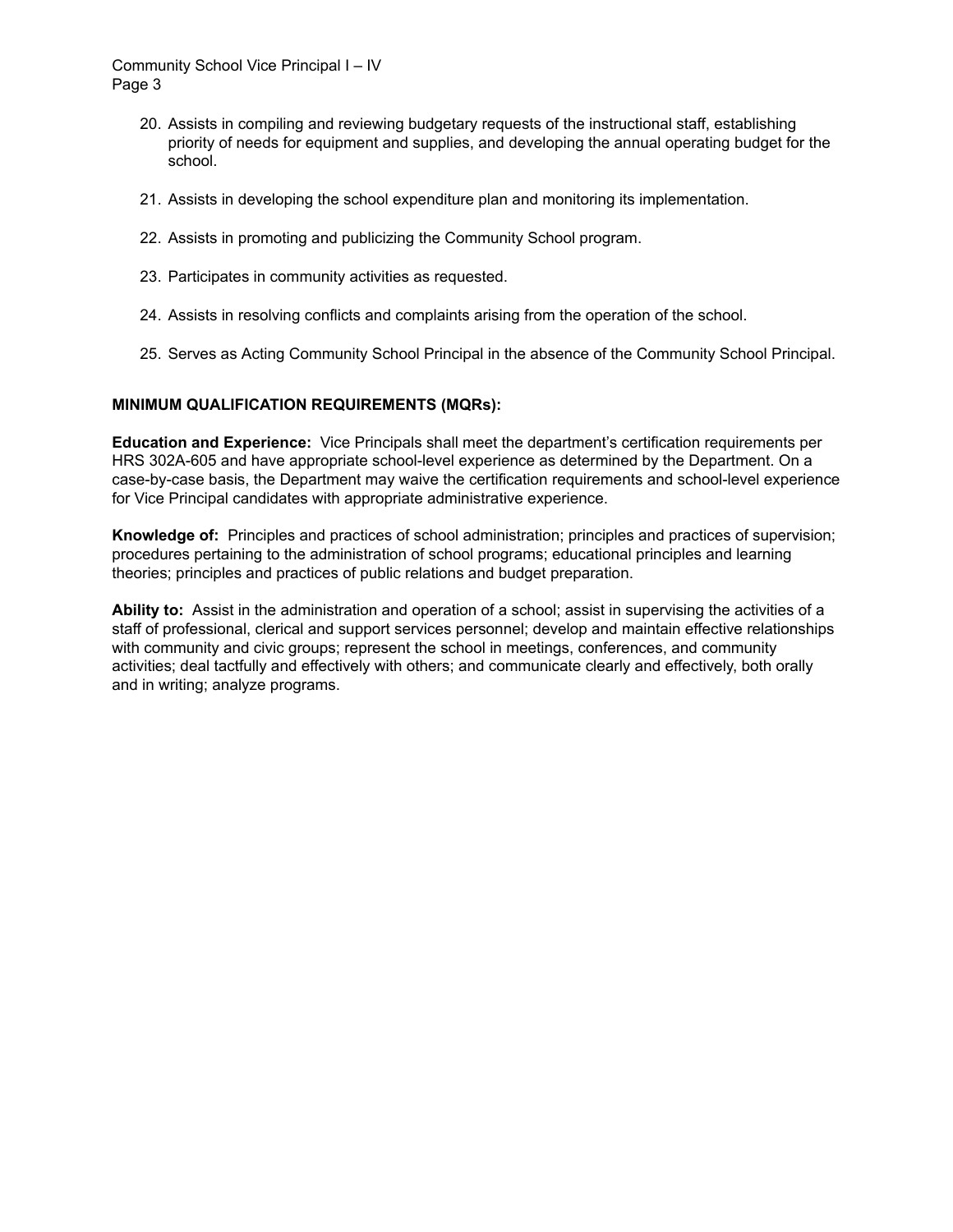20. Assists in compiling and reviewing budgetary requests of the instructional staff, establishing priority of needs for equipment and supplies, and developing the annual operating budget for the school.

21. Assists in developing the school expenditure plan and monitoring its implementation.

22. Assists in promoting and publicizing the Community School program.

23. Participates in community activities as requested.

24. Assists in resolving conflicts and complaints arising from the operation of the school.

25. Serves as Acting Community School Principal in the absence of the Community School Principal.

**MINIMUM QUALIFICATION REQUIREMENTS (MQRs):**

**Education and Experience:** Vice Principals shall meet the department's certification requirements per HRS 302A-605 and have appropriate school-level experience as determined by the Department. On a case-by-case basis, the Department may waive the certification requirements and school-level experience for Vice Principal candidates with appropriate administrative experience.

**Knowledge of:** Principles and practices of school administration; principles and practices of supervision; procedures pertaining to the administration of school programs; educational principles and learning theories; principles and practices of public relations and budget preparation.

**Ability to:** Assist in the administration and operation of a school; assist in supervising the activities of a staff of professional, clerical and support services personnel; develop and maintain effective relationships with community and civic groups; represent the school in meetings, conferences, and community activities; deal tactfully and effectively with others; and communicate clearly and effectively, both orally and in writing; analyze programs.